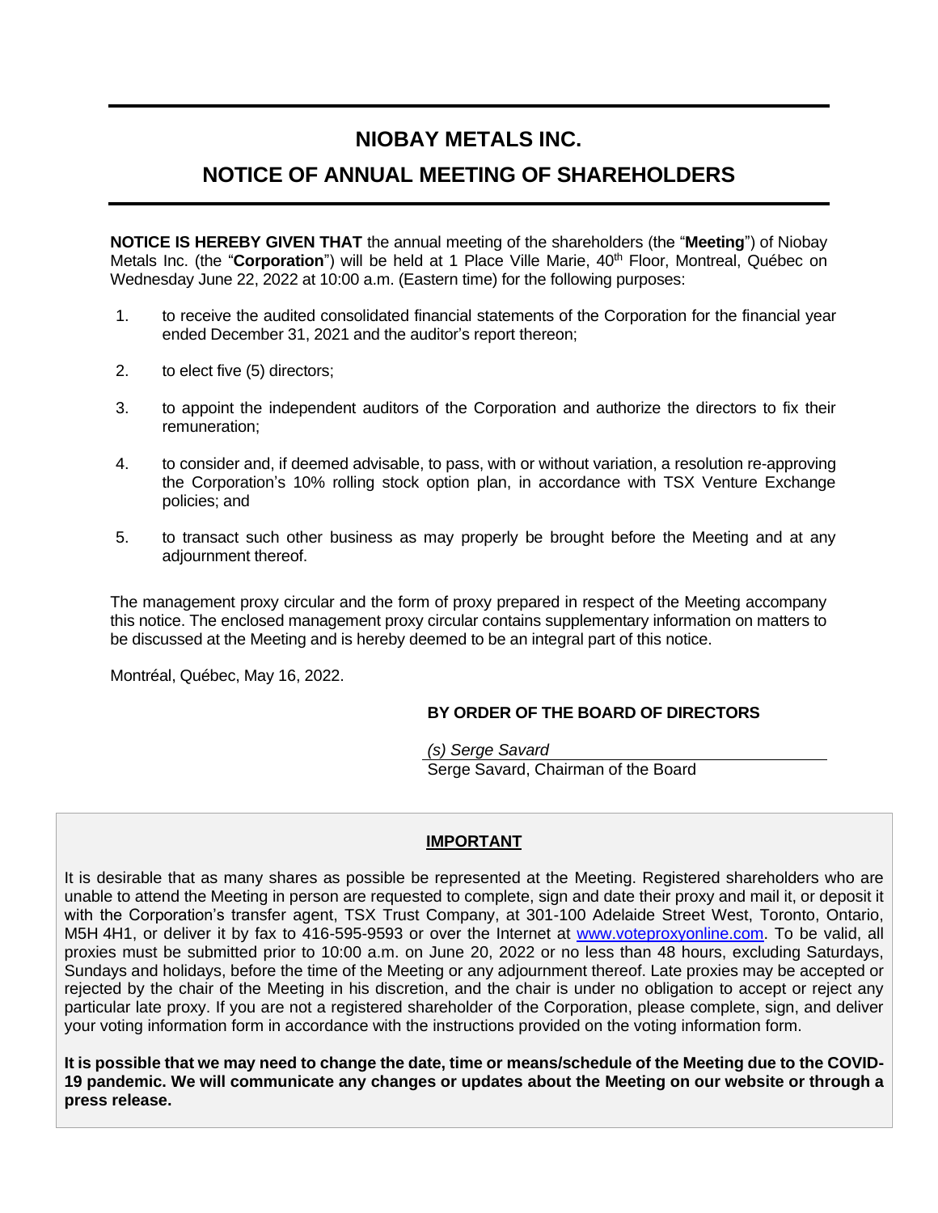# NIOBAY METALS INC.

# NOTICE OF ANNUAL MEETING OF SHAREHOLDERS

**NOTICE IS HEREBY GIVEN THAT** the annual meeting of the shareholders (the "**Meeting**") of Niobay Metals Inc. (the "**Corporation**") will be held at 1 Place Ville Marie, 40th Floor, Montreal, Québec on Wednesday June 22, 2022 at 10:00 a.m. (Eastern time) for the following purposes:

1. to receive the audited consolidated financial statements of the Corporation for the financial year ended December 31, 2021 and the auditor's report thereon;
2. to elect five (5) directors;
3. to appoint the independent auditors of the Corporation and authorize the directors to fix their remuneration;
4. to consider and, if deemed advisable, to pass, with or without variation, a resolution re-approving the Corporation's 10% rolling stock option plan, in accordance with TSX Venture Exchange policies; and
5. to transact such other business as may properly be brought before the Meeting and at any adjournment thereof.

The management proxy circular and the form of proxy prepared in respect of the Meeting accompany this notice. The enclosed management proxy circular contains supplementary information on matters to be discussed at the Meeting and is hereby deemed to be an integral part of this notice.

Montréal, Québec, May 16, 2022.

**BY ORDER OF THE BOARD OF DIRECTORS**

*(s) Serge Savard*
Serge Savard, Chairman of the Board

**IMPORTANT**

It is desirable that as many shares as possible be represented at the Meeting. Registered shareholders who are unable to attend the Meeting in person are requested to complete, sign and date their proxy and mail it, or deposit it with the Corporation's transfer agent, TSX Trust Company, at 301-100 Adelaide Street West, Toronto, Ontario, M5H 4H1, or deliver it by fax to 416-595-9593 or over the Internet at www.voteproxyonline.com. To be valid, all proxies must be submitted prior to 10:00 a.m. on June 20, 2022 or no less than 48 hours, excluding Saturdays, Sundays and holidays, before the time of the Meeting or any adjournment thereof. Late proxies may be accepted or rejected by the chair of the Meeting in his discretion, and the chair is under no obligation to accept or reject any particular late proxy. If you are not a registered shareholder of the Corporation, please complete, sign, and deliver your voting information form in accordance with the instructions provided on the voting information form.

**It is possible that we may need to change the date, time or means/schedule of the Meeting due to the COVID-19 pandemic. We will communicate any changes or updates about the Meeting on our website or through a press release.**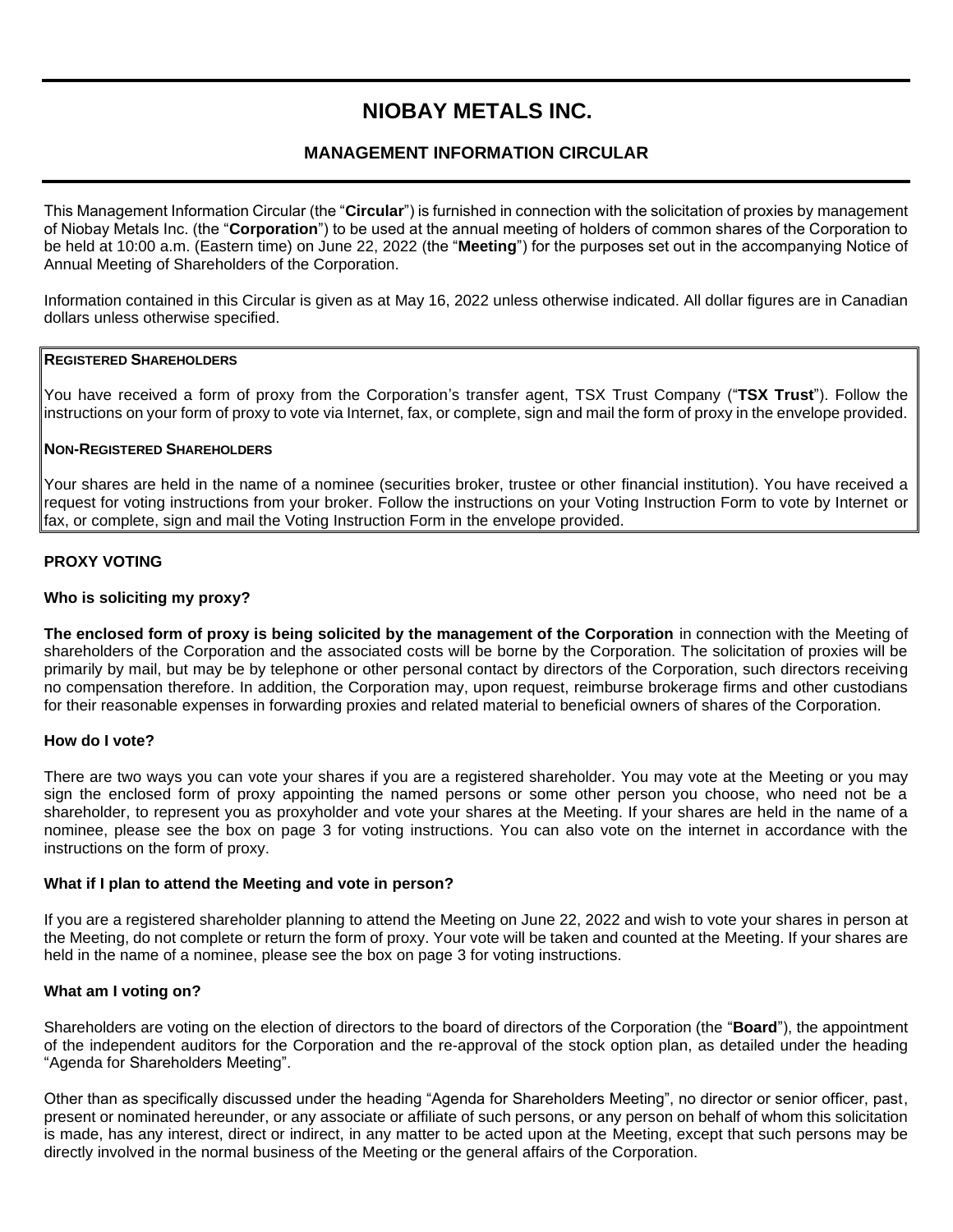# NIOBAY METALS INC.

## MANAGEMENT INFORMATION CIRCULAR

This Management Information Circular (the "**Circular**") is furnished in connection with the solicitation of proxies by management of Niobay Metals Inc. (the "**Corporation**") to be used at the annual meeting of holders of common shares of the Corporation to be held at 10:00 a.m. (Eastern time) on June 22, 2022 (the "**Meeting**") for the purposes set out in the accompanying Notice of Annual Meeting of Shareholders of the Corporation.

Information contained in this Circular is given as at May 16, 2022 unless otherwise indicated. All dollar figures are in Canadian dollars unless otherwise specified.

**REGISTERED SHAREHOLDERS**

You have received a form of proxy from the Corporation's transfer agent, TSX Trust Company ("**TSX Trust**"). Follow the instructions on your form of proxy to vote via Internet, fax, or complete, sign and mail the form of proxy in the envelope provided.

**NON-REGISTERED SHAREHOLDERS**

Your shares are held in the name of a nominee (securities broker, trustee or other financial institution). You have received a request for voting instructions from your broker. Follow the instructions on your Voting Instruction Form to vote by Internet or fax, or complete, sign and mail the Voting Instruction Form in the envelope provided.

### PROXY VOTING

#### Who is soliciting my proxy?

**The enclosed form of proxy is being solicited by the management of the Corporation** in connection with the Meeting of shareholders of the Corporation and the associated costs will be borne by the Corporation. The solicitation of proxies will be primarily by mail, but may be by telephone or other personal contact by directors of the Corporation, such directors receiving no compensation therefore. In addition, the Corporation may, upon request, reimburse brokerage firms and other custodians for their reasonable expenses in forwarding proxies and related material to beneficial owners of shares of the Corporation.

#### How do I vote?

There are two ways you can vote your shares if you are a registered shareholder. You may vote at the Meeting or you may sign the enclosed form of proxy appointing the named persons or some other person you choose, who need not be a shareholder, to represent you as proxyholder and vote your shares at the Meeting. If your shares are held in the name of a nominee, please see the box on page 3 for voting instructions. You can also vote on the internet in accordance with the instructions on the form of proxy.

#### What if I plan to attend the Meeting and vote in person?

If you are a registered shareholder planning to attend the Meeting on June 22, 2022 and wish to vote your shares in person at the Meeting, do not complete or return the form of proxy. Your vote will be taken and counted at the Meeting. If your shares are held in the name of a nominee, please see the box on page 3 for voting instructions.

#### What am I voting on?

Shareholders are voting on the election of directors to the board of directors of the Corporation (the "**Board**"), the appointment of the independent auditors for the Corporation and the re-approval of the stock option plan, as detailed under the heading "Agenda for Shareholders Meeting".

Other than as specifically discussed under the heading "Agenda for Shareholders Meeting", no director or senior officer, past, present or nominated hereunder, or any associate or affiliate of such persons, or any person on behalf of whom this solicitation is made, has any interest, direct or indirect, in any matter to be acted upon at the Meeting, except that such persons may be directly involved in the normal business of the Meeting or the general affairs of the Corporation.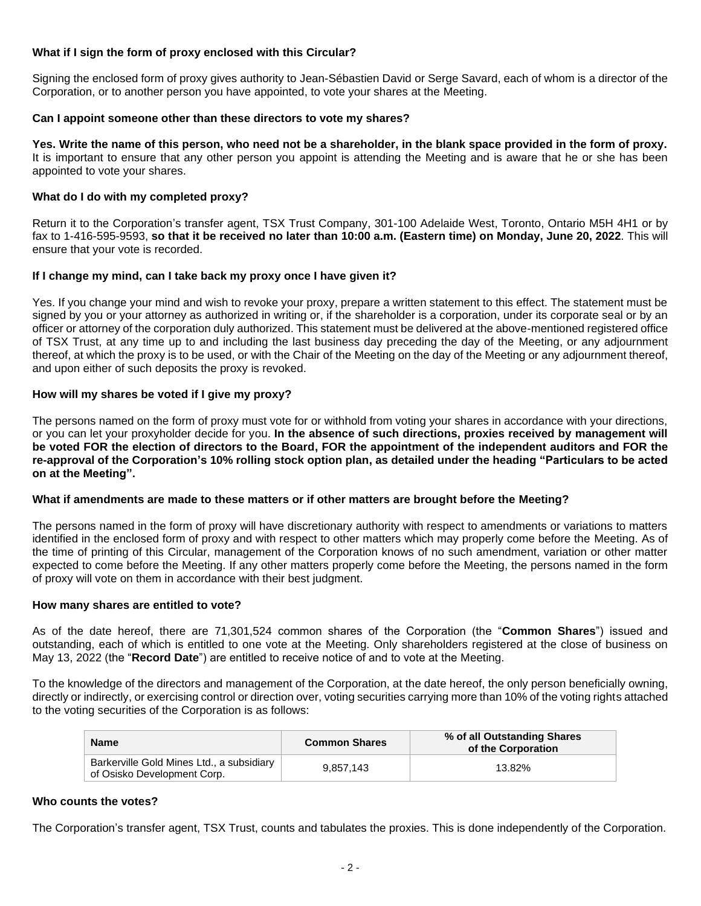**What if I sign the form of proxy enclosed with this Circular?**

Signing the enclosed form of proxy gives authority to Jean-Sébastien David or Serge Savard, each of whom is a director of the Corporation, or to another person you have appointed, to vote your shares at the Meeting.

**Can I appoint someone other than these directors to vote my shares?**

**Yes. Write the name of this person, who need not be a shareholder, in the blank space provided in the form of proxy.** It is important to ensure that any other person you appoint is attending the Meeting and is aware that he or she has been appointed to vote your shares.

**What do I do with my completed proxy?**

Return it to the Corporation's transfer agent, TSX Trust Company, 301-100 Adelaide West, Toronto, Ontario M5H 4H1 or by fax to 1-416-595-9593, **so that it be received no later than 10:00 a.m. (Eastern time) on Monday, June 20, 2022**. This will ensure that your vote is recorded.

**If I change my mind, can I take back my proxy once I have given it?**

Yes. If you change your mind and wish to revoke your proxy, prepare a written statement to this effect. The statement must be signed by you or your attorney as authorized in writing or, if the shareholder is a corporation, under its corporate seal or by an officer or attorney of the corporation duly authorized. This statement must be delivered at the above-mentioned registered office of TSX Trust, at any time up to and including the last business day preceding the day of the Meeting, or any adjournment thereof, at which the proxy is to be used, or with the Chair of the Meeting on the day of the Meeting or any adjournment thereof, and upon either of such deposits the proxy is revoked.

**How will my shares be voted if I give my proxy?**

The persons named on the form of proxy must vote for or withhold from voting your shares in accordance with your directions, or you can let your proxyholder decide for you. **In the absence of such directions, proxies received by management will be voted FOR the election of directors to the Board, FOR the appointment of the independent auditors and FOR the re-approval of the Corporation's 10% rolling stock option plan, as detailed under the heading "Particulars to be acted on at the Meeting".**

**What if amendments are made to these matters or if other matters are brought before the Meeting?**

The persons named in the form of proxy will have discretionary authority with respect to amendments or variations to matters identified in the enclosed form of proxy and with respect to other matters which may properly come before the Meeting. As of the time of printing of this Circular, management of the Corporation knows of no such amendment, variation or other matter expected to come before the Meeting. If any other matters properly come before the Meeting, the persons named in the form of proxy will vote on them in accordance with their best judgment.

**How many shares are entitled to vote?**

As of the date hereof, there are 71,301,524 common shares of the Corporation (the "**Common Shares**") issued and outstanding, each of which is entitled to one vote at the Meeting. Only shareholders registered at the close of business on May 13, 2022 (the "**Record Date**") are entitled to receive notice of and to vote at the Meeting.

To the knowledge of the directors and management of the Corporation, at the date hereof, the only person beneficially owning, directly or indirectly, or exercising control or direction over, voting securities carrying more than 10% of the voting rights attached to the voting securities of the Corporation is as follows:

| Name | Common Shares | % of all Outstanding Shares of the Corporation |
|---|---|---|
| Barkerville Gold Mines Ltd., a subsidiary of Osisko Development Corp. | 9,857,143 | 13.82% |

**Who counts the votes?**

The Corporation's transfer agent, TSX Trust, counts and tabulates the proxies. This is done independently of the Corporation.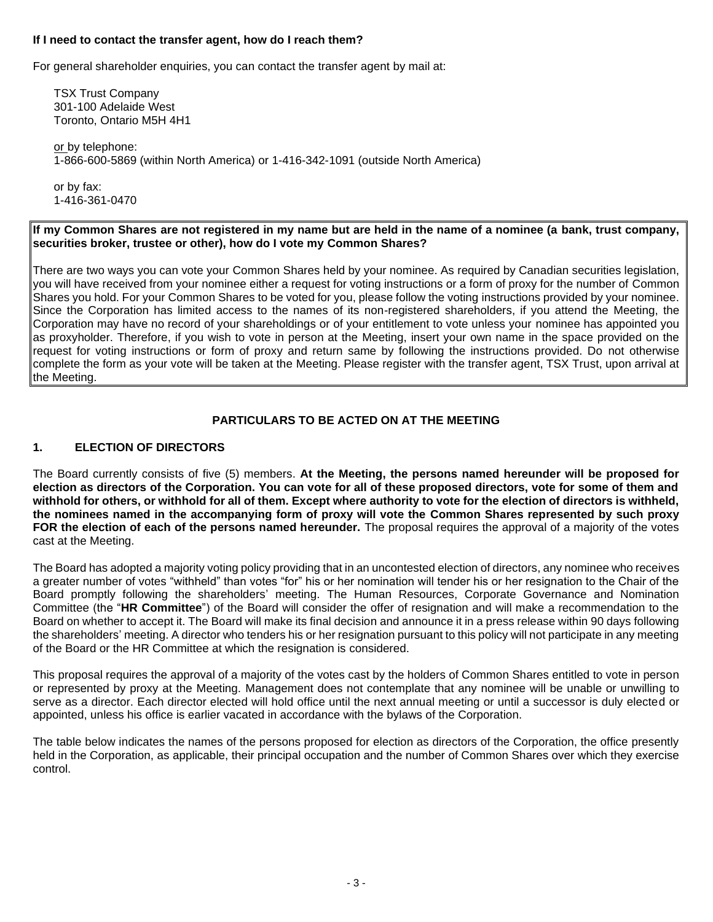**If I need to contact the transfer agent, how do I reach them?**

For general shareholder enquiries, you can contact the transfer agent by mail at:

TSX Trust Company
301-100 Adelaide West
Toronto, Ontario M5H 4H1

or by telephone:
1-866-600-5869 (within North America) or 1-416-342-1091 (outside North America)

or by fax:
1-416-361-0470

**If my Common Shares are not registered in my name but are held in the name of a nominee (a bank, trust company, securities broker, trustee or other), how do I vote my Common Shares?**

There are two ways you can vote your Common Shares held by your nominee. As required by Canadian securities legislation, you will have received from your nominee either a request for voting instructions or a form of proxy for the number of Common Shares you hold. For your Common Shares to be voted for you, please follow the voting instructions provided by your nominee. Since the Corporation has limited access to the names of its non-registered shareholders, if you attend the Meeting, the Corporation may have no record of your shareholdings or of your entitlement to vote unless your nominee has appointed you as proxyholder. Therefore, if you wish to vote in person at the Meeting, insert your own name in the space provided on the request for voting instructions or form of proxy and return same by following the instructions provided. Do not otherwise complete the form as your vote will be taken at the Meeting. Please register with the transfer agent, TSX Trust, upon arrival at the Meeting.

## PARTICULARS TO BE ACTED ON AT THE MEETING

### 1. ELECTION OF DIRECTORS

The Board currently consists of five (5) members. **At the Meeting, the persons named hereunder will be proposed for election as directors of the Corporation. You can vote for all of these proposed directors, vote for some of them and withhold for others, or withhold for all of them. Except where authority to vote for the election of directors is withheld, the nominees named in the accompanying form of proxy will vote the Common Shares represented by such proxy FOR the election of each of the persons named hereunder.** The proposal requires the approval of a majority of the votes cast at the Meeting.

The Board has adopted a majority voting policy providing that in an uncontested election of directors, any nominee who receives a greater number of votes "withheld" than votes "for" his or her nomination will tender his or her resignation to the Chair of the Board promptly following the shareholders' meeting. The Human Resources, Corporate Governance and Nomination Committee (the "**HR Committee**") of the Board will consider the offer of resignation and will make a recommendation to the Board on whether to accept it. The Board will make its final decision and announce it in a press release within 90 days following the shareholders' meeting. A director who tenders his or her resignation pursuant to this policy will not participate in any meeting of the Board or the HR Committee at which the resignation is considered.

This proposal requires the approval of a majority of the votes cast by the holders of Common Shares entitled to vote in person or represented by proxy at the Meeting. Management does not contemplate that any nominee will be unable or unwilling to serve as a director. Each director elected will hold office until the next annual meeting or until a successor is duly elected or appointed, unless his office is earlier vacated in accordance with the bylaws of the Corporation.

The table below indicates the names of the persons proposed for election as directors of the Corporation, the office presently held in the Corporation, as applicable, their principal occupation and the number of Common Shares over which they exercise control.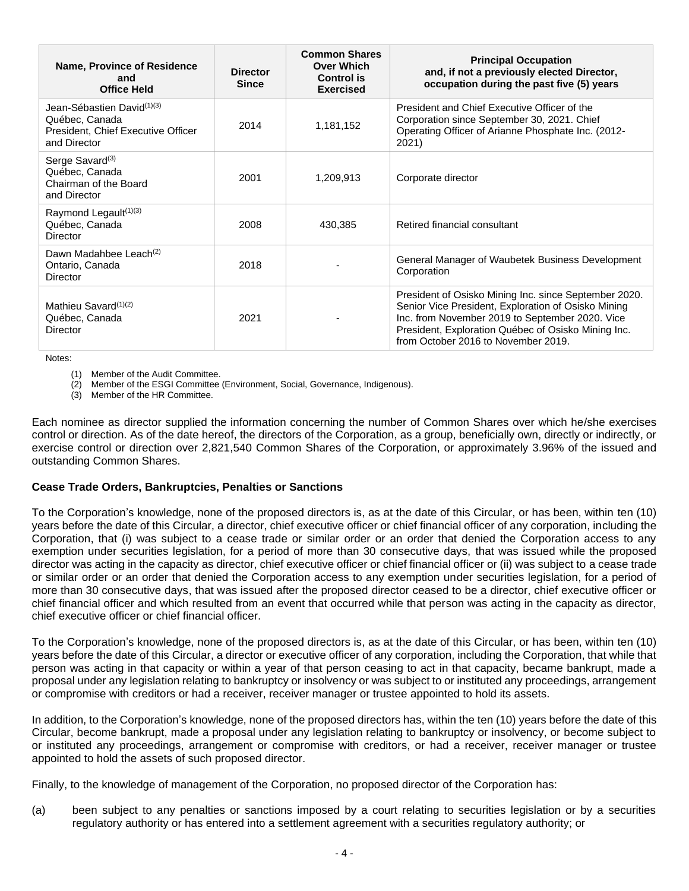| Name, Province of Residence and Office Held | Director Since | Common Shares Over Which Control is Exercised | Principal Occupation and, if not a previously elected Director, occupation during the past five (5) years |
|---|---|---|---|
| Jean-Sébastien David[(1)(3)] Québec, Canada President, Chief Executive Officer and Director | 2014 | 1,181,152 | President and Chief Executive Officer of the Corporation since September 30, 2021. Chief Operating Officer of Arianne Phosphate Inc. (2012-2021) |
| Serge Savard[(3)] Québec, Canada Chairman of the Board and Director | 2001 | 1,209,913 | Corporate director |
| Raymond Legault[(1)(3)] Québec, Canada Director | 2008 | 430,385 | Retired financial consultant |
| Dawn Madahbee Leach[(2)] Ontario, Canada Director | 2018 | - | General Manager of Waubetek Business Development Corporation |
| Mathieu Savard[(1)(2)] Québec, Canada Director | 2021 | - | President of Osisko Mining Inc. since September 2020. Senior Vice President, Exploration of Osisko Mining Inc. from November 2019 to September 2020. Vice President, Exploration Québec of Osisko Mining Inc. from October 2016 to November 2019. |

Notes:

(1) Member of the Audit Committee.
(2) Member of the ESGI Committee (Environment, Social, Governance, Indigenous).
(3) Member of the HR Committee.

Each nominee as director supplied the information concerning the number of Common Shares over which he/she exercises control or direction. As of the date hereof, the directors of the Corporation, as a group, beneficially own, directly or indirectly, or exercise control or direction over 2,821,540 Common Shares of the Corporation, or approximately 3.96% of the issued and outstanding Common Shares.

**Cease Trade Orders, Bankruptcies, Penalties or Sanctions**

To the Corporation's knowledge, none of the proposed directors is, as at the date of this Circular, or has been, within ten (10) years before the date of this Circular, a director, chief executive officer or chief financial officer of any corporation, including the Corporation, that (i) was subject to a cease trade or similar order or an order that denied the Corporation access to any exemption under securities legislation, for a period of more than 30 consecutive days, that was issued while the proposed director was acting in the capacity as director, chief executive officer or chief financial officer or (ii) was subject to a cease trade or similar order or an order that denied the Corporation access to any exemption under securities legislation, for a period of more than 30 consecutive days, that was issued after the proposed director ceased to be a director, chief executive officer or chief financial officer and which resulted from an event that occurred while that person was acting in the capacity as director, chief executive officer or chief financial officer.

To the Corporation's knowledge, none of the proposed directors is, as at the date of this Circular, or has been, within ten (10) years before the date of this Circular, a director or executive officer of any corporation, including the Corporation, that while that person was acting in that capacity or within a year of that person ceasing to act in that capacity, became bankrupt, made a proposal under any legislation relating to bankruptcy or insolvency or was subject to or instituted any proceedings, arrangement or compromise with creditors or had a receiver, receiver manager or trustee appointed to hold its assets.

In addition, to the Corporation's knowledge, none of the proposed directors has, within the ten (10) years before the date of this Circular, become bankrupt, made a proposal under any legislation relating to bankruptcy or insolvency, or become subject to or instituted any proceedings, arrangement or compromise with creditors, or had a receiver, receiver manager or trustee appointed to hold the assets of such proposed director.

Finally, to the knowledge of management of the Corporation, no proposed director of the Corporation has:

(a) been subject to any penalties or sanctions imposed by a court relating to securities legislation or by a securities regulatory authority or has entered into a settlement agreement with a securities regulatory authority; or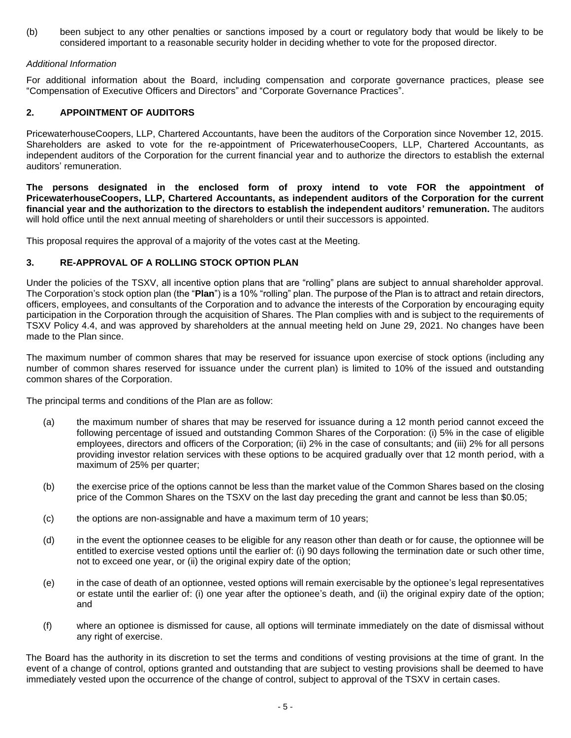(b) been subject to any other penalties or sanctions imposed by a court or regulatory body that would be likely to be considered important to a reasonable security holder in deciding whether to vote for the proposed director.

*Additional Information*

For additional information about the Board, including compensation and corporate governance practices, please see "Compensation of Executive Officers and Directors" and "Corporate Governance Practices".

## 2. APPOINTMENT OF AUDITORS

PricewaterhouseCoopers, LLP, Chartered Accountants, have been the auditors of the Corporation since November 12, 2015. Shareholders are asked to vote for the re-appointment of PricewaterhouseCoopers, LLP, Chartered Accountants, as independent auditors of the Corporation for the current financial year and to authorize the directors to establish the external auditors' remuneration.

**The persons designated in the enclosed form of proxy intend to vote FOR the appointment of PricewaterhouseCoopers, LLP, Chartered Accountants, as independent auditors of the Corporation for the current financial year and the authorization to the directors to establish the independent auditors' remuneration.** The auditors will hold office until the next annual meeting of shareholders or until their successors is appointed.

This proposal requires the approval of a majority of the votes cast at the Meeting.

## 3. RE-APPROVAL OF A ROLLING STOCK OPTION PLAN

Under the policies of the TSXV, all incentive option plans that are "rolling" plans are subject to annual shareholder approval. The Corporation's stock option plan (the "**Plan**") is a 10% "rolling" plan. The purpose of the Plan is to attract and retain directors, officers, employees, and consultants of the Corporation and to advance the interests of the Corporation by encouraging equity participation in the Corporation through the acquisition of Shares. The Plan complies with and is subject to the requirements of TSXV Policy 4.4, and was approved by shareholders at the annual meeting held on June 29, 2021. No changes have been made to the Plan since.

The maximum number of common shares that may be reserved for issuance upon exercise of stock options (including any number of common shares reserved for issuance under the current plan) is limited to 10% of the issued and outstanding common shares of the Corporation.

The principal terms and conditions of the Plan are as follow:

(a) the maximum number of shares that may be reserved for issuance during a 12 month period cannot exceed the following percentage of issued and outstanding Common Shares of the Corporation: (i) 5% in the case of eligible employees, directors and officers of the Corporation; (ii) 2% in the case of consultants; and (iii) 2% for all persons providing investor relation services with these options to be acquired gradually over that 12 month period, with a maximum of 25% per quarter;

(b) the exercise price of the options cannot be less than the market value of the Common Shares based on the closing price of the Common Shares on the TSXV on the last day preceding the grant and cannot be less than $0.05;

(c) the options are non-assignable and have a maximum term of 10 years;

(d) in the event the optionnee ceases to be eligible for any reason other than death or for cause, the optionnee will be entitled to exercise vested options until the earlier of: (i) 90 days following the termination date or such other time, not to exceed one year, or (ii) the original expiry date of the option;

(e) in the case of death of an optionnee, vested options will remain exercisable by the optionee's legal representatives or estate until the earlier of: (i) one year after the optionee's death, and (ii) the original expiry date of the option; and

(f) where an optionee is dismissed for cause, all options will terminate immediately on the date of dismissal without any right of exercise.

The Board has the authority in its discretion to set the terms and conditions of vesting provisions at the time of grant. In the event of a change of control, options granted and outstanding that are subject to vesting provisions shall be deemed to have immediately vested upon the occurrence of the change of control, subject to approval of the TSXV in certain cases.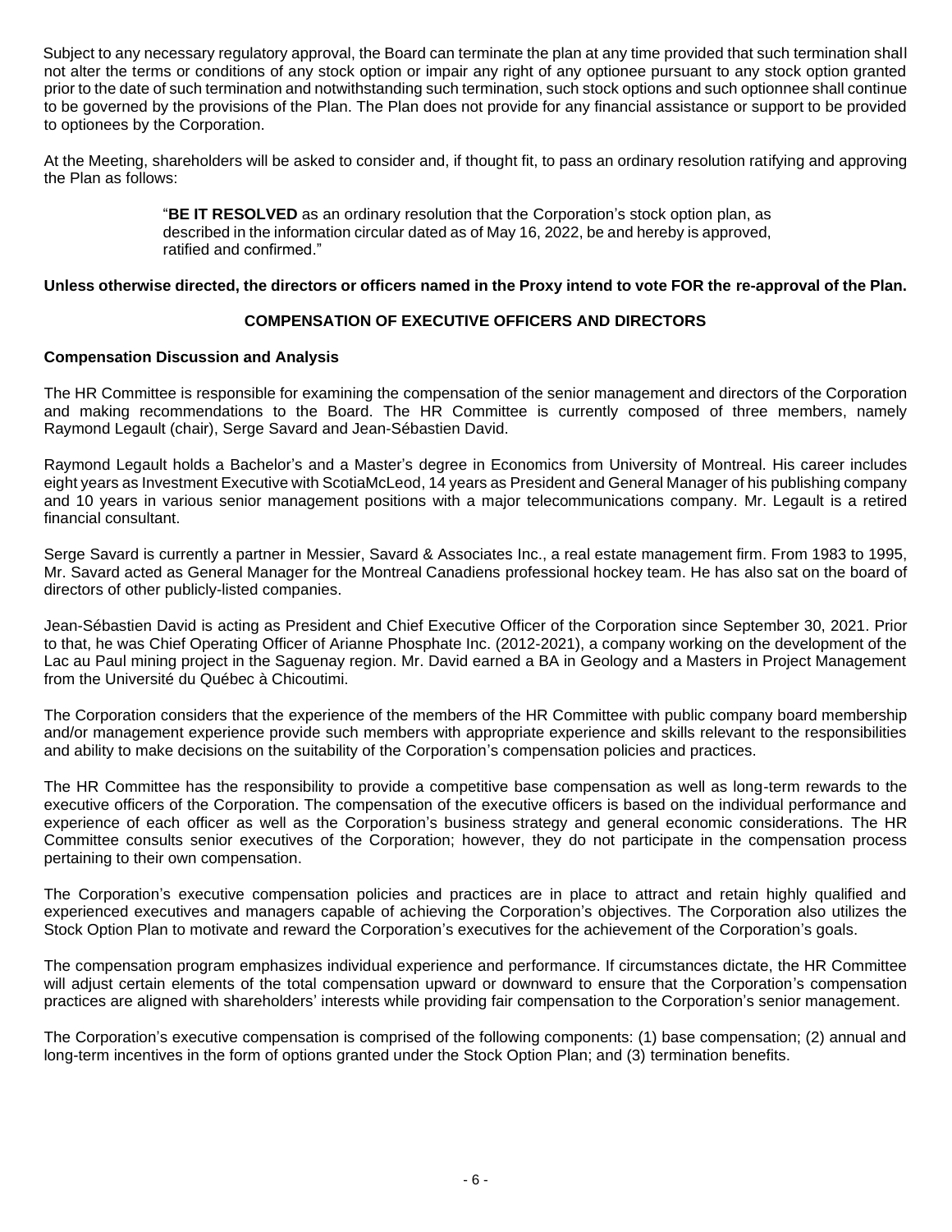Subject to any necessary regulatory approval, the Board can terminate the plan at any time provided that such termination shall not alter the terms or conditions of any stock option or impair any right of any optionee pursuant to any stock option granted prior to the date of such termination and notwithstanding such termination, such stock options and such optionnee shall continue to be governed by the provisions of the Plan. The Plan does not provide for any financial assistance or support to be provided to optionees by the Corporation.

At the Meeting, shareholders will be asked to consider and, if thought fit, to pass an ordinary resolution ratifying and approving the Plan as follows:

> "**BE IT RESOLVED** as an ordinary resolution that the Corporation's stock option plan, as described in the information circular dated as of May 16, 2022, be and hereby is approved, ratified and confirmed."

**Unless otherwise directed, the directors or officers named in the Proxy intend to vote FOR the re-approval of the Plan.**

## COMPENSATION OF EXECUTIVE OFFICERS AND DIRECTORS

### Compensation Discussion and Analysis

The HR Committee is responsible for examining the compensation of the senior management and directors of the Corporation and making recommendations to the Board. The HR Committee is currently composed of three members, namely Raymond Legault (chair), Serge Savard and Jean-Sébastien David.

Raymond Legault holds a Bachelor's and a Master's degree in Economics from University of Montreal. His career includes eight years as Investment Executive with ScotiaMcLeod, 14 years as President and General Manager of his publishing company and 10 years in various senior management positions with a major telecommunications company. Mr. Legault is a retired financial consultant.

Serge Savard is currently a partner in Messier, Savard & Associates Inc., a real estate management firm. From 1983 to 1995, Mr. Savard acted as General Manager for the Montreal Canadiens professional hockey team. He has also sat on the board of directors of other publicly-listed companies.

Jean-Sébastien David is acting as President and Chief Executive Officer of the Corporation since September 30, 2021. Prior to that, he was Chief Operating Officer of Arianne Phosphate Inc. (2012-2021), a company working on the development of the Lac au Paul mining project in the Saguenay region. Mr. David earned a BA in Geology and a Masters in Project Management from the Université du Québec à Chicoutimi.

The Corporation considers that the experience of the members of the HR Committee with public company board membership and/or management experience provide such members with appropriate experience and skills relevant to the responsibilities and ability to make decisions on the suitability of the Corporation's compensation policies and practices.

The HR Committee has the responsibility to provide a competitive base compensation as well as long-term rewards to the executive officers of the Corporation. The compensation of the executive officers is based on the individual performance and experience of each officer as well as the Corporation's business strategy and general economic considerations. The HR Committee consults senior executives of the Corporation; however, they do not participate in the compensation process pertaining to their own compensation.

The Corporation's executive compensation policies and practices are in place to attract and retain highly qualified and experienced executives and managers capable of achieving the Corporation's objectives. The Corporation also utilizes the Stock Option Plan to motivate and reward the Corporation's executives for the achievement of the Corporation's goals.

The compensation program emphasizes individual experience and performance. If circumstances dictate, the HR Committee will adjust certain elements of the total compensation upward or downward to ensure that the Corporation's compensation practices are aligned with shareholders' interests while providing fair compensation to the Corporation's senior management.

The Corporation's executive compensation is comprised of the following components: (1) base compensation; (2) annual and long-term incentives in the form of options granted under the Stock Option Plan; and (3) termination benefits.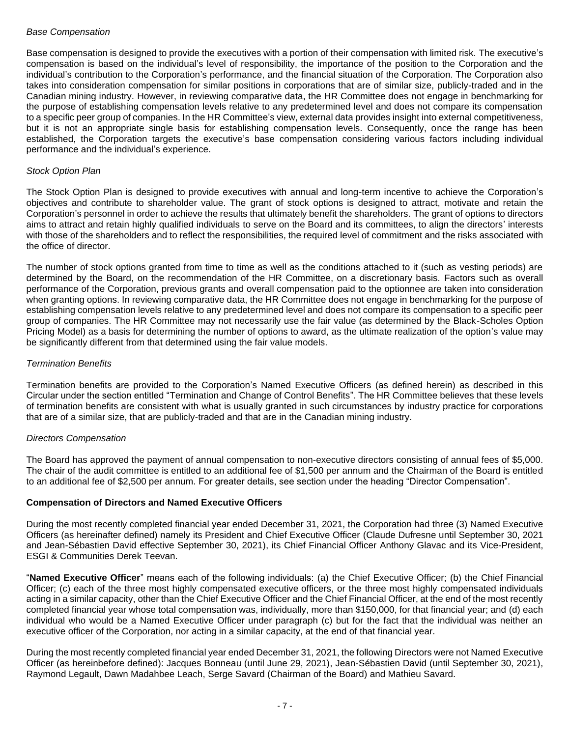*Base Compensation*

Base compensation is designed to provide the executives with a portion of their compensation with limited risk. The executive's compensation is based on the individual's level of responsibility, the importance of the position to the Corporation and the individual's contribution to the Corporation's performance, and the financial situation of the Corporation. The Corporation also takes into consideration compensation for similar positions in corporations that are of similar size, publicly-traded and in the Canadian mining industry. However, in reviewing comparative data, the HR Committee does not engage in benchmarking for the purpose of establishing compensation levels relative to any predetermined level and does not compare its compensation to a specific peer group of companies. In the HR Committee's view, external data provides insight into external competitiveness, but it is not an appropriate single basis for establishing compensation levels. Consequently, once the range has been established, the Corporation targets the executive's base compensation considering various factors including individual performance and the individual's experience.

*Stock Option Plan*

The Stock Option Plan is designed to provide executives with annual and long-term incentive to achieve the Corporation's objectives and contribute to shareholder value. The grant of stock options is designed to attract, motivate and retain the Corporation's personnel in order to achieve the results that ultimately benefit the shareholders. The grant of options to directors aims to attract and retain highly qualified individuals to serve on the Board and its committees, to align the directors' interests with those of the shareholders and to reflect the responsibilities, the required level of commitment and the risks associated with the office of director.

The number of stock options granted from time to time as well as the conditions attached to it (such as vesting periods) are determined by the Board, on the recommendation of the HR Committee, on a discretionary basis. Factors such as overall performance of the Corporation, previous grants and overall compensation paid to the optionnee are taken into consideration when granting options. In reviewing comparative data, the HR Committee does not engage in benchmarking for the purpose of establishing compensation levels relative to any predetermined level and does not compare its compensation to a specific peer group of companies. The HR Committee may not necessarily use the fair value (as determined by the Black-Scholes Option Pricing Model) as a basis for determining the number of options to award, as the ultimate realization of the option's value may be significantly different from that determined using the fair value models.

*Termination Benefits*

Termination benefits are provided to the Corporation's Named Executive Officers (as defined herein) as described in this Circular under the section entitled "Termination and Change of Control Benefits". The HR Committee believes that these levels of termination benefits are consistent with what is usually granted in such circumstances by industry practice for corporations that are of a similar size, that are publicly-traded and that are in the Canadian mining industry.

*Directors Compensation*

The Board has approved the payment of annual compensation to non-executive directors consisting of annual fees of $5,000. The chair of the audit committee is entitled to an additional fee of $1,500 per annum and the Chairman of the Board is entitled to an additional fee of $2,500 per annum. For greater details, see section under the heading "Director Compensation".

**Compensation of Directors and Named Executive Officers**

During the most recently completed financial year ended December 31, 2021, the Corporation had three (3) Named Executive Officers (as hereinafter defined) namely its President and Chief Executive Officer (Claude Dufresne until September 30, 2021 and Jean-Sébastien David effective September 30, 2021), its Chief Financial Officer Anthony Glavac and its Vice-President, ESGI & Communities Derek Teevan.

"**Named Executive Officer**" means each of the following individuals: (a) the Chief Executive Officer; (b) the Chief Financial Officer; (c) each of the three most highly compensated executive officers, or the three most highly compensated individuals acting in a similar capacity, other than the Chief Executive Officer and the Chief Financial Officer, at the end of the most recently completed financial year whose total compensation was, individually, more than $150,000, for that financial year; and (d) each individual who would be a Named Executive Officer under paragraph (c) but for the fact that the individual was neither an executive officer of the Corporation, nor acting in a similar capacity, at the end of that financial year.

During the most recently completed financial year ended December 31, 2021, the following Directors were not Named Executive Officer (as hereinbefore defined): Jacques Bonneau (until June 29, 2021), Jean-Sébastien David (until September 30, 2021), Raymond Legault, Dawn Madahbee Leach, Serge Savard (Chairman of the Board) and Mathieu Savard.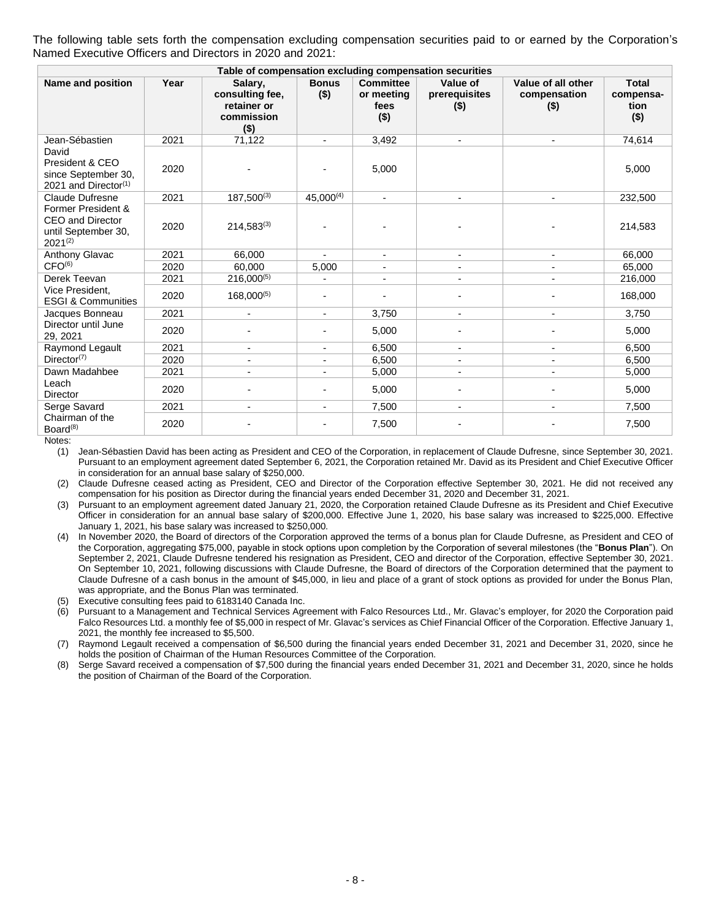The following table sets forth the compensation excluding compensation securities paid to or earned by the Corporation's Named Executive Officers and Directors in 2020 and 2021:

| Table of compensation excluding compensation securities | | | | | | | |
|---|---|---|---|---|---|---|---|
| **Name and position** | **Year** | **Salary, consulting fee, retainer or commission ($)** | **Bonus ($)** | **Committee or meeting fees ($)** | **Value of prerequisites ($)** | **Value of all other compensation ($)** | **Total compensa-tion ($)** |
| Jean-Sébastien David President & CEO since September 30, 2021 and Director[(1)] | 2021 | 71,122 | - | 3,492 | - | - | 74,614 |
| | 2020 | - | - | 5,000 | | | 5,000 |
| Claude Dufresne Former President & CEO and Director until September 30, 2021[(2)] | 2021 | 187,500[(3)] | 45,000[(4)] | - | - | - | 232,500 |
| | 2020 | 214,583[(3)] | - | - | - | - | 214,583 |
| Anthony Glavac CFO[(6)] | 2021 | 66,000 | - | - | - | - | 66,000 |
| | 2020 | 60,000 | 5,000 | - | - | - | 65,000 |
| Derek Teevan Vice President, ESGI & Communities | 2021 | 216,000[(5)] | - | - | - | - | 216,000 |
| | 2020 | 168,000[(5)] | - | - | - | - | 168,000 |
| Jacques Bonneau Director until June 29, 2021 | 2021 | - | - | 3,750 | - | - | 3,750 |
| | 2020 | - | - | 5,000 | - | - | 5,000 |
| Raymond Legault Director[(7)] | 2021 | - | - | 6,500 | - | - | 6,500 |
| | 2020 | - | - | 6,500 | - | - | 6,500 |
| Dawn Madahbee Leach Director | 2021 | - | - | 5,000 | - | - | 5,000 |
| | 2020 | - | - | 5,000 | - | - | 5,000 |
| Serge Savard Chairman of the Board[(8)] | 2021 | - | - | 7,500 | - | - | 7,500 |
| | 2020 | - | - | 7,500 | - | - | 7,500 |

Notes:

(1) Jean-Sébastien David has been acting as President and CEO of the Corporation, in replacement of Claude Dufresne, since September 30, 2021. Pursuant to an employment agreement dated September 6, 2021, the Corporation retained Mr. David as its President and Chief Executive Officer in consideration for an annual base salary of $250,000.

(2) Claude Dufresne ceased acting as President, CEO and Director of the Corporation effective September 30, 2021. He did not received any compensation for his position as Director during the financial years ended December 31, 2020 and December 31, 2021.

(3) Pursuant to an employment agreement dated January 21, 2020, the Corporation retained Claude Dufresne as its President and Chief Executive Officer in consideration for an annual base salary of $200,000. Effective June 1, 2020, his base salary was increased to $225,000. Effective January 1, 2021, his base salary was increased to $250,000.

(4) In November 2020, the Board of directors of the Corporation approved the terms of a bonus plan for Claude Dufresne, as President and CEO of the Corporation, aggregating $75,000, payable in stock options upon completion by the Corporation of several milestones (the "**Bonus Plan**"). On September 2, 2021, Claude Dufresne tendered his resignation as President, CEO and director of the Corporation, effective September 30, 2021. On September 10, 2021, following discussions with Claude Dufresne, the Board of directors of the Corporation determined that the payment to Claude Dufresne of a cash bonus in the amount of $45,000, in lieu and place of a grant of stock options as provided for under the Bonus Plan, was appropriate, and the Bonus Plan was terminated.

(5) Executive consulting fees paid to 6183140 Canada Inc.

(6) Pursuant to a Management and Technical Services Agreement with Falco Resources Ltd., Mr. Glavac's employer, for 2020 the Corporation paid Falco Resources Ltd. a monthly fee of $5,000 in respect of Mr. Glavac's services as Chief Financial Officer of the Corporation. Effective January 1, 2021, the monthly fee increased to $5,500.

(7) Raymond Legault received a compensation of $6,500 during the financial years ended December 31, 2021 and December 31, 2020, since he holds the position of Chairman of the Human Resources Committee of the Corporation.

(8) Serge Savard received a compensation of $7,500 during the financial years ended December 31, 2021 and December 31, 2020, since he holds the position of Chairman of the Board of the Corporation.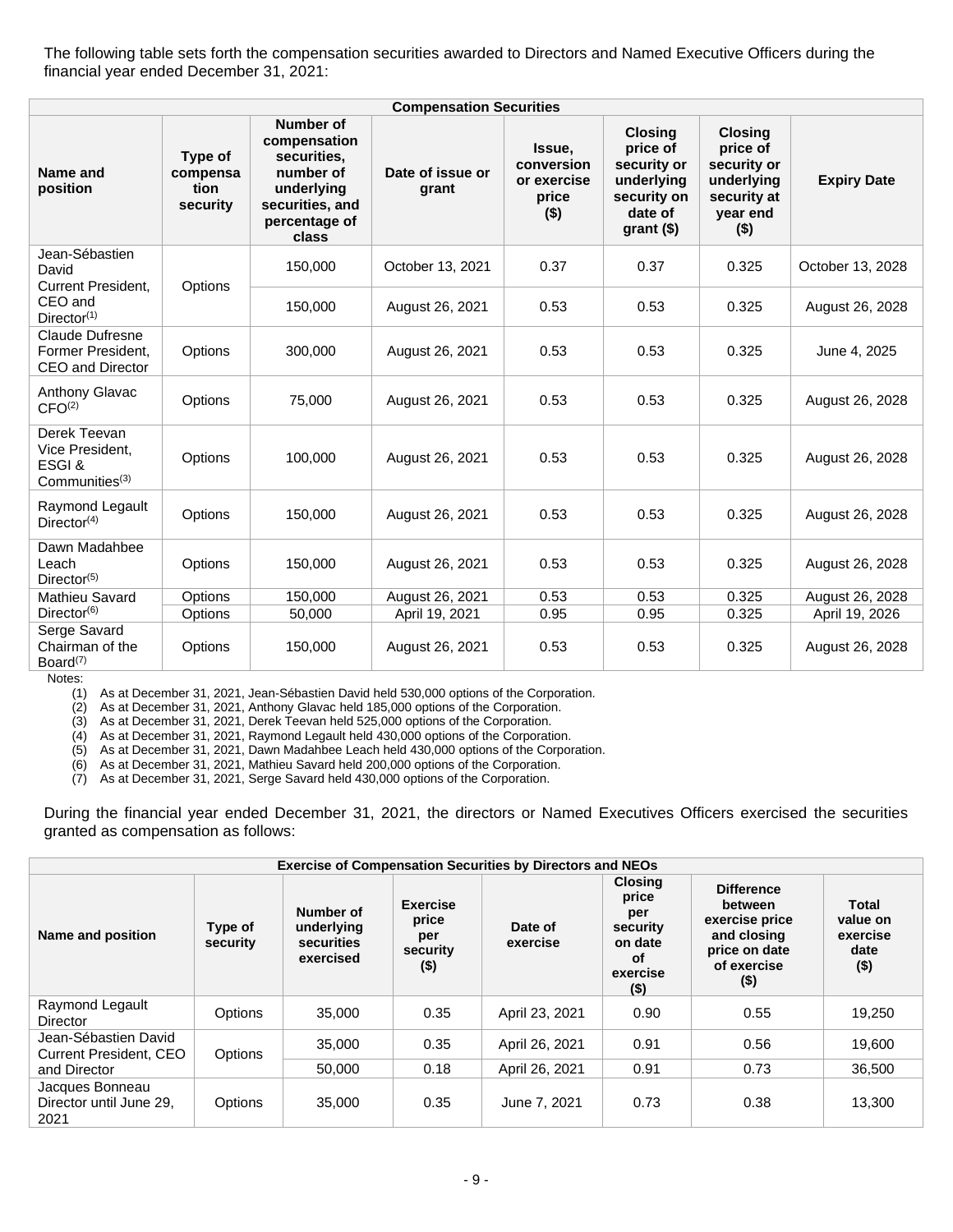The following table sets forth the compensation securities awarded to Directors and Named Executive Officers during the financial year ended December 31, 2021:

| Compensation Securities | | | | | | | |
|---|---|---|---|---|---|---|---|
| **Name and position** | **Type of compensation security** | **Number of compensation securities, number of underlying securities, and percentage of class** | **Date of issue or grant** | **Issue, conversion or exercise price ($)** | **Closing price of security or underlying security on date of grant ($)** | **Closing price of security or underlying security at year end ($)** | **Expiry Date** |
| Jean-Sébastien David Current President, CEO and Director[(1)] | Options | 150,000 | October 13, 2021 | 0.37 | 0.37 | 0.325 | October 13, 2028 |
| | | 150,000 | August 26, 2021 | 0.53 | 0.53 | 0.325 | August 26, 2028 |
| Claude Dufresne Former President, CEO and Director | Options | 300,000 | August 26, 2021 | 0.53 | 0.53 | 0.325 | June 4, 2025 |
| Anthony Glavac CFO[(2)] | Options | 75,000 | August 26, 2021 | 0.53 | 0.53 | 0.325 | August 26, 2028 |
| Derek Teevan Vice President, ESGI & Communities[(3)] | Options | 100,000 | August 26, 2021 | 0.53 | 0.53 | 0.325 | August 26, 2028 |
| Raymond Legault Director[(4)] | Options | 150,000 | August 26, 2021 | 0.53 | 0.53 | 0.325 | August 26, 2028 |
| Dawn Madahbee Leach Director[(5)] | Options | 150,000 | August 26, 2021 | 0.53 | 0.53 | 0.325 | August 26, 2028 |
| Mathieu Savard Director[(6)] | Options | 150,000 | August 26, 2021 | 0.53 | 0.53 | 0.325 | August 26, 2028 |
| | Options | 50,000 | April 19, 2021 | 0.95 | 0.95 | 0.325 | April 19, 2026 |
| Serge Savard Chairman of the Board[(7)] | Options | 150,000 | August 26, 2021 | 0.53 | 0.53 | 0.325 | August 26, 2028 |

Notes:

(1) As at December 31, 2021, Jean-Sébastien David held 530,000 options of the Corporation.
(2) As at December 31, 2021, Anthony Glavac held 185,000 options of the Corporation.
(3) As at December 31, 2021, Derek Teevan held 525,000 options of the Corporation.
(4) As at December 31, 2021, Raymond Legault held 430,000 options of the Corporation.
(5) As at December 31, 2021, Dawn Madahbee Leach held 430,000 options of the Corporation.
(6) As at December 31, 2021, Mathieu Savard held 200,000 options of the Corporation.
(7) As at December 31, 2021, Serge Savard held 430,000 options of the Corporation.

During the financial year ended December 31, 2021, the directors or Named Executives Officers exercised the securities granted as compensation as follows:

| Exercise of Compensation Securities by Directors and NEOs | | | | | | | |
|---|---|---|---|---|---|---|---|
| **Name and position** | **Type of security** | **Number of underlying securities exercised** | **Exercise price per security ($)** | **Date of exercise** | **Closing price per security on date of exercise ($)** | **Difference between exercise price and closing price on date of exercise ($)** | **Total value on exercise date ($)** |
| Raymond Legault Director | Options | 35,000 | 0.35 | April 23, 2021 | 0.90 | 0.55 | 19,250 |
| Jean-Sébastien David Current President, CEO and Director | Options | 35,000 | 0.35 | April 26, 2021 | 0.91 | 0.56 | 19,600 |
| | | 50,000 | 0.18 | April 26, 2021 | 0.91 | 0.73 | 36,500 |
| Jacques Bonneau Director until June 29, 2021 | Options | 35,000 | 0.35 | June 7, 2021 | 0.73 | 0.38 | 13,300 |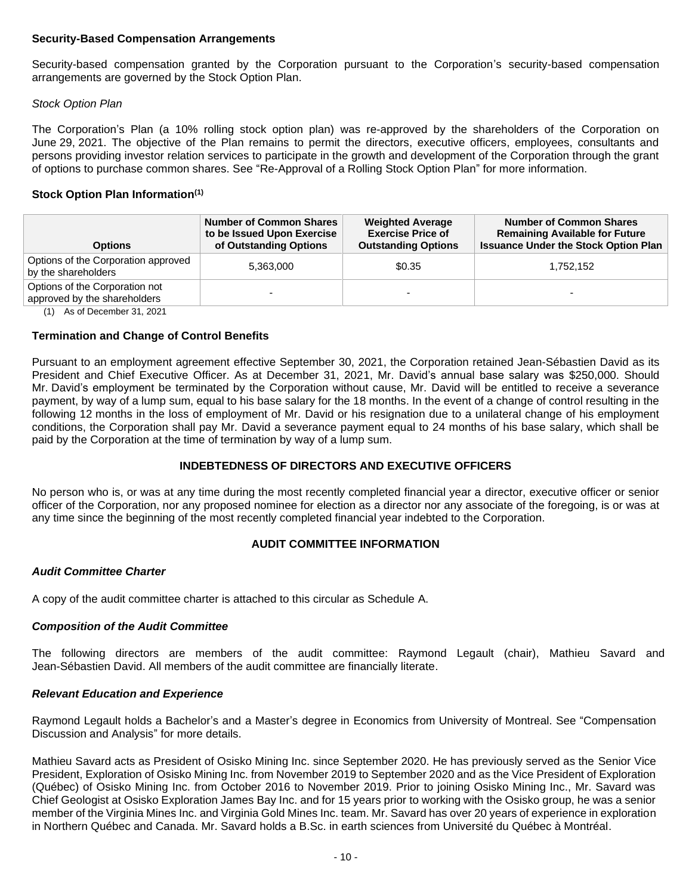### Security-Based Compensation Arrangements

Security-based compensation granted by the Corporation pursuant to the Corporation's security-based compensation arrangements are governed by the Stock Option Plan.

*Stock Option Plan*

The Corporation's Plan (a 10% rolling stock option plan) was re-approved by the shareholders of the Corporation on June 29, 2021. The objective of the Plan remains to permit the directors, executive officers, employees, consultants and persons providing investor relation services to participate in the growth and development of the Corporation through the grant of options to purchase common shares. See "Re-Approval of a Rolling Stock Option Plan" for more information.

### Stock Option Plan Information(1)

| Options | Number of Common Shares to be Issued Upon Exercise of Outstanding Options | Weighted Average Exercise Price of Outstanding Options | Number of Common Shares Remaining Available for Future Issuance Under the Stock Option Plan |
|---|---|---|---|
| Options of the Corporation approved by the shareholders | 5,363,000 | $0.35 | 1,752,152 |
| Options of the Corporation not approved by the shareholders | - | - | - |

(1) As of December 31, 2021

### Termination and Change of Control Benefits

Pursuant to an employment agreement effective September 30, 2021, the Corporation retained Jean-Sébastien David as its President and Chief Executive Officer. As at December 31, 2021, Mr. David's annual base salary was $250,000. Should Mr. David's employment be terminated by the Corporation without cause, Mr. David will be entitled to receive a severance payment, by way of a lump sum, equal to his base salary for the 18 months. In the event of a change of control resulting in the following 12 months in the loss of employment of Mr. David or his resignation due to a unilateral change of his employment conditions, the Corporation shall pay Mr. David a severance payment equal to 24 months of his base salary, which shall be paid by the Corporation at the time of termination by way of a lump sum.

## INDEBTEDNESS OF DIRECTORS AND EXECUTIVE OFFICERS

No person who is, or was at any time during the most recently completed financial year a director, executive officer or senior officer of the Corporation, nor any proposed nominee for election as a director nor any associate of the foregoing, is or was at any time since the beginning of the most recently completed financial year indebted to the Corporation.

## AUDIT COMMITTEE INFORMATION

***Audit Committee Charter***

A copy of the audit committee charter is attached to this circular as Schedule A.

***Composition of the Audit Committee***

The following directors are members of the audit committee: Raymond Legault (chair), Mathieu Savard and Jean-Sébastien David. All members of the audit committee are financially literate.

***Relevant Education and Experience***

Raymond Legault holds a Bachelor's and a Master's degree in Economics from University of Montreal. See "Compensation Discussion and Analysis" for more details.

Mathieu Savard acts as President of Osisko Mining Inc. since September 2020. He has previously served as the Senior Vice President, Exploration of Osisko Mining Inc. from November 2019 to September 2020 and as the Vice President of Exploration (Québec) of Osisko Mining Inc. from October 2016 to November 2019. Prior to joining Osisko Mining Inc., Mr. Savard was Chief Geologist at Osisko Exploration James Bay Inc. and for 15 years prior to working with the Osisko group, he was a senior member of the Virginia Mines Inc. and Virginia Gold Mines Inc. team. Mr. Savard has over 20 years of experience in exploration in Northern Québec and Canada. Mr. Savard holds a B.Sc. in earth sciences from Université du Québec à Montréal.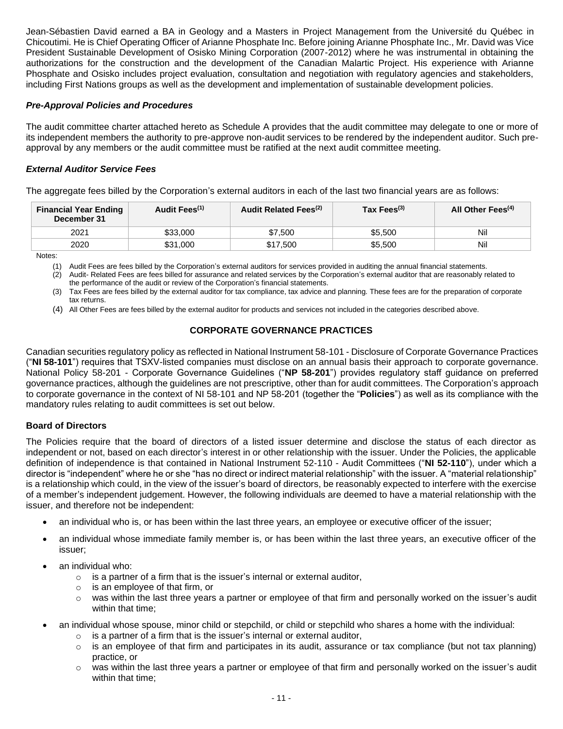Jean-Sébastien David earned a BA in Geology and a Masters in Project Management from the Université du Québec in Chicoutimi. He is Chief Operating Officer of Arianne Phosphate Inc. Before joining Arianne Phosphate Inc., Mr. David was Vice President Sustainable Development of Osisko Mining Corporation (2007-2012) where he was instrumental in obtaining the authorizations for the construction and the development of the Canadian Malartic Project. His experience with Arianne Phosphate and Osisko includes project evaluation, consultation and negotiation with regulatory agencies and stakeholders, including First Nations groups as well as the development and implementation of sustainable development policies.

### *Pre-Approval Policies and Procedures*

The audit committee charter attached hereto as Schedule A provides that the audit committee may delegate to one or more of its independent members the authority to pre-approve non-audit services to be rendered by the independent auditor. Such pre-approval by any members or the audit committee must be ratified at the next audit committee meeting.

### *External Auditor Service Fees*

The aggregate fees billed by the Corporation's external auditors in each of the last two financial years are as follows:

| Financial Year Ending December 31 | Audit Fees[(1)] | Audit Related Fees[(2)] | Tax Fees[(3)] | All Other Fees[(4)] |
|---|---|---|---|---|
| 2021 | $33,000 | $7,500 | $5,500 | Nil |
| 2020 | $31,000 | $17,500 | $5,500 | Nil |

Notes:

(1) Audit Fees are fees billed by the Corporation's external auditors for services provided in auditing the annual financial statements.

(2) Audit- Related Fees are fees billed for assurance and related services by the Corporation's external auditor that are reasonably related to the performance of the audit or review of the Corporation's financial statements.

(3) Tax Fees are fees billed by the external auditor for tax compliance, tax advice and planning. These fees are for the preparation of corporate tax returns.

(4) All Other Fees are fees billed by the external auditor for products and services not included in the categories described above.

## CORPORATE GOVERNANCE PRACTICES

Canadian securities regulatory policy as reflected in National Instrument 58-101 - Disclosure of Corporate Governance Practices ("**NI 58-101**") requires that TSXV-listed companies must disclose on an annual basis their approach to corporate governance. National Policy 58-201 - Corporate Governance Guidelines ("**NP 58-201**") provides regulatory staff guidance on preferred governance practices, although the guidelines are not prescriptive, other than for audit committees. The Corporation's approach to corporate governance in the context of NI 58-101 and NP 58-201 (together the "**Policies**") as well as its compliance with the mandatory rules relating to audit committees is set out below.

### Board of Directors

The Policies require that the board of directors of a listed issuer determine and disclose the status of each director as independent or not, based on each director's interest in or other relationship with the issuer. Under the Policies, the applicable definition of independence is that contained in National Instrument 52-110 - Audit Committees ("**NI 52-110**"), under which a director is "independent" where he or she "has no direct or indirect material relationship" with the issuer. A "material relationship" is a relationship which could, in the view of the issuer's board of directors, be reasonably expected to interfere with the exercise of a member's independent judgement. However, the following individuals are deemed to have a material relationship with the issuer, and therefore not be independent:

- an individual who is, or has been within the last three years, an employee or executive officer of the issuer;
- an individual whose immediate family member is, or has been within the last three years, an executive officer of the issuer;
- an individual who:
  - is a partner of a firm that is the issuer's internal or external auditor,
  - is an employee of that firm, or
  - was within the last three years a partner or employee of that firm and personally worked on the issuer's audit within that time;
- an individual whose spouse, minor child or stepchild, or child or stepchild who shares a home with the individual:
  - is a partner of a firm that is the issuer's internal or external auditor,
  - is an employee of that firm and participates in its audit, assurance or tax compliance (but not tax planning) practice, or
  - was within the last three years a partner or employee of that firm and personally worked on the issuer's audit within that time;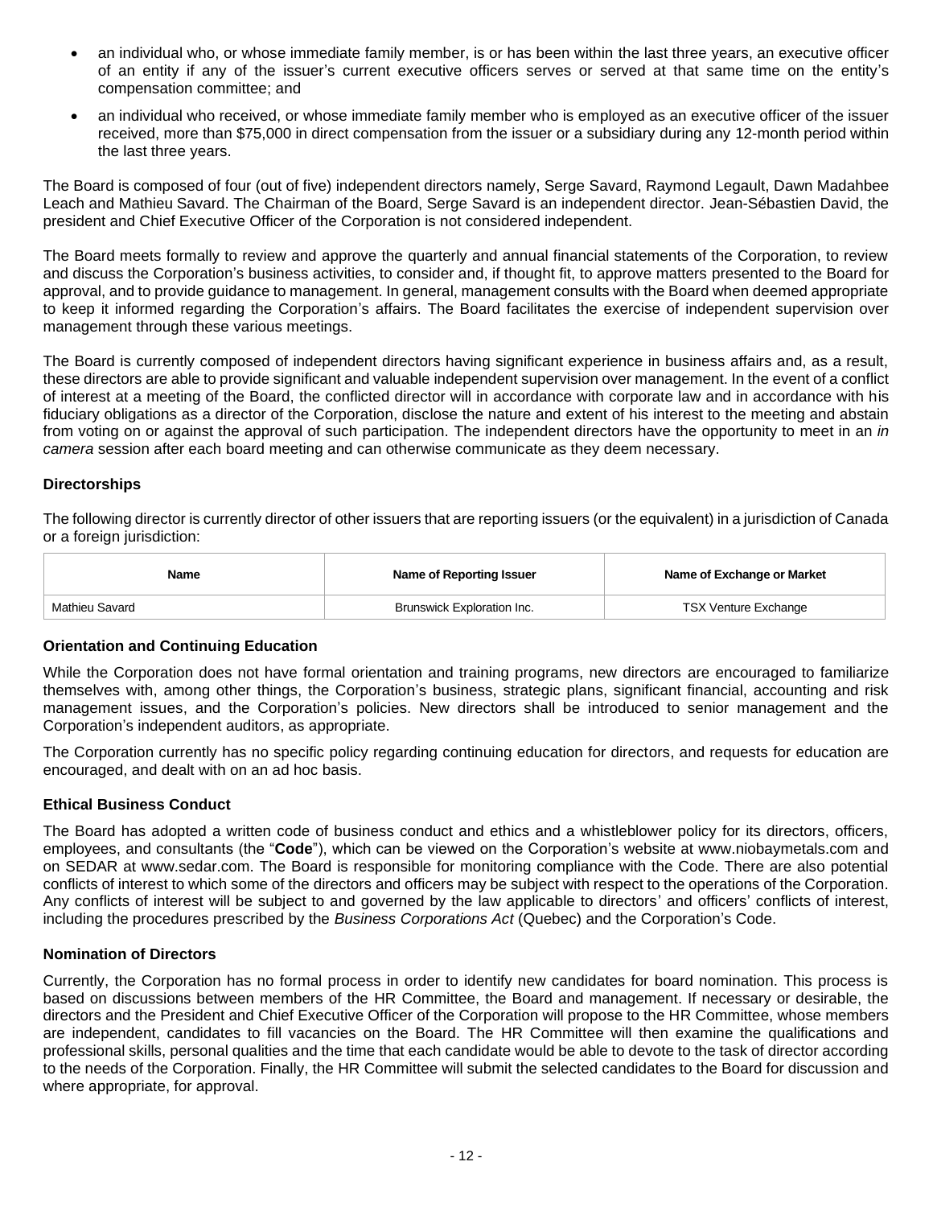- an individual who, or whose immediate family member, is or has been within the last three years, an executive officer of an entity if any of the issuer's current executive officers serves or served at that same time on the entity's compensation committee; and
- an individual who received, or whose immediate family member who is employed as an executive officer of the issuer received, more than $75,000 in direct compensation from the issuer or a subsidiary during any 12-month period within the last three years.

The Board is composed of four (out of five) independent directors namely, Serge Savard, Raymond Legault, Dawn Madahbee Leach and Mathieu Savard. The Chairman of the Board, Serge Savard is an independent director. Jean-Sébastien David, the president and Chief Executive Officer of the Corporation is not considered independent.

The Board meets formally to review and approve the quarterly and annual financial statements of the Corporation, to review and discuss the Corporation's business activities, to consider and, if thought fit, to approve matters presented to the Board for approval, and to provide guidance to management. In general, management consults with the Board when deemed appropriate to keep it informed regarding the Corporation's affairs. The Board facilitates the exercise of independent supervision over management through these various meetings.

The Board is currently composed of independent directors having significant experience in business affairs and, as a result, these directors are able to provide significant and valuable independent supervision over management. In the event of a conflict of interest at a meeting of the Board, the conflicted director will in accordance with corporate law and in accordance with his fiduciary obligations as a director of the Corporation, disclose the nature and extent of his interest to the meeting and abstain from voting on or against the approval of such participation. The independent directors have the opportunity to meet in an *in camera* session after each board meeting and can otherwise communicate as they deem necessary.

### Directorships

The following director is currently director of other issuers that are reporting issuers (or the equivalent) in a jurisdiction of Canada or a foreign jurisdiction:

| Name | Name of Reporting Issuer | Name of Exchange or Market |
| --- | --- | --- |
| Mathieu Savard | Brunswick Exploration Inc. | TSX Venture Exchange |

### Orientation and Continuing Education

While the Corporation does not have formal orientation and training programs, new directors are encouraged to familiarize themselves with, among other things, the Corporation's business, strategic plans, significant financial, accounting and risk management issues, and the Corporation's policies. New directors shall be introduced to senior management and the Corporation's independent auditors, as appropriate.

The Corporation currently has no specific policy regarding continuing education for directors, and requests for education are encouraged, and dealt with on an ad hoc basis.

### Ethical Business Conduct

The Board has adopted a written code of business conduct and ethics and a whistleblower policy for its directors, officers, employees, and consultants (the "**Code**"), which can be viewed on the Corporation's website at www.niobaymetals.com and on SEDAR at www.sedar.com. The Board is responsible for monitoring compliance with the Code. There are also potential conflicts of interest to which some of the directors and officers may be subject with respect to the operations of the Corporation. Any conflicts of interest will be subject to and governed by the law applicable to directors' and officers' conflicts of interest, including the procedures prescribed by the *Business Corporations Act* (Quebec) and the Corporation's Code.

### Nomination of Directors

Currently, the Corporation has no formal process in order to identify new candidates for board nomination. This process is based on discussions between members of the HR Committee, the Board and management. If necessary or desirable, the directors and the President and Chief Executive Officer of the Corporation will propose to the HR Committee, whose members are independent, candidates to fill vacancies on the Board. The HR Committee will then examine the qualifications and professional skills, personal qualities and the time that each candidate would be able to devote to the task of director according to the needs of the Corporation. Finally, the HR Committee will submit the selected candidates to the Board for discussion and where appropriate, for approval.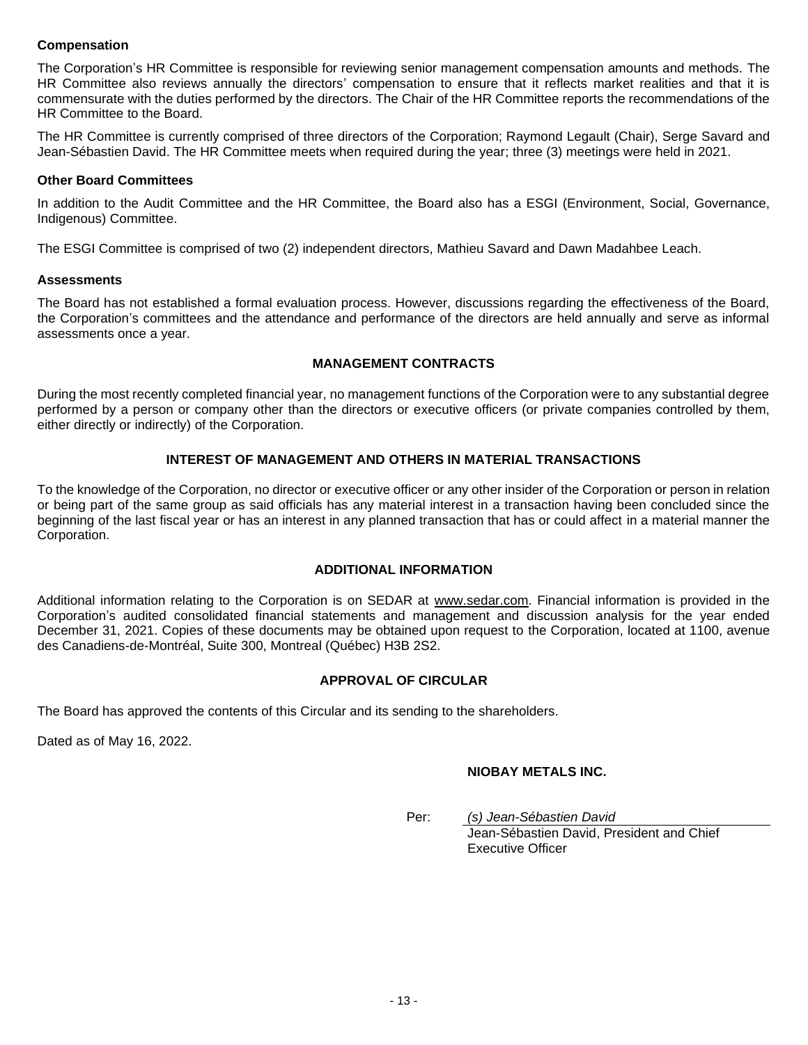**Compensation**

The Corporation's HR Committee is responsible for reviewing senior management compensation amounts and methods. The HR Committee also reviews annually the directors' compensation to ensure that it reflects market realities and that it is commensurate with the duties performed by the directors. The Chair of the HR Committee reports the recommendations of the HR Committee to the Board.

The HR Committee is currently comprised of three directors of the Corporation; Raymond Legault (Chair), Serge Savard and Jean-Sébastien David. The HR Committee meets when required during the year; three (3) meetings were held in 2021.

**Other Board Committees**

In addition to the Audit Committee and the HR Committee, the Board also has a ESGI (Environment, Social, Governance, Indigenous) Committee.

The ESGI Committee is comprised of two (2) independent directors, Mathieu Savard and Dawn Madahbee Leach.

**Assessments**

The Board has not established a formal evaluation process. However, discussions regarding the effectiveness of the Board, the Corporation's committees and the attendance and performance of the directors are held annually and serve as informal assessments once a year.

## MANAGEMENT CONTRACTS

During the most recently completed financial year, no management functions of the Corporation were to any substantial degree performed by a person or company other than the directors or executive officers (or private companies controlled by them, either directly or indirectly) of the Corporation.

## INTEREST OF MANAGEMENT AND OTHERS IN MATERIAL TRANSACTIONS

To the knowledge of the Corporation, no director or executive officer or any other insider of the Corporation or person in relation or being part of the same group as said officials has any material interest in a transaction having been concluded since the beginning of the last fiscal year or has an interest in any planned transaction that has or could affect in a material manner the Corporation.

## ADDITIONAL INFORMATION

Additional information relating to the Corporation is on SEDAR at www.sedar.com. Financial information is provided in the Corporation's audited consolidated financial statements and management and discussion analysis for the year ended December 31, 2021. Copies of these documents may be obtained upon request to the Corporation, located at 1100, avenue des Canadiens-de-Montréal, Suite 300, Montreal (Québec) H3B 2S2.

## APPROVAL OF CIRCULAR

The Board has approved the contents of this Circular and its sending to the shareholders.

Dated as of May 16, 2022.

**NIOBAY METALS INC.**

Per: *(s) Jean-Sébastien David*
Jean-Sébastien David, President and Chief Executive Officer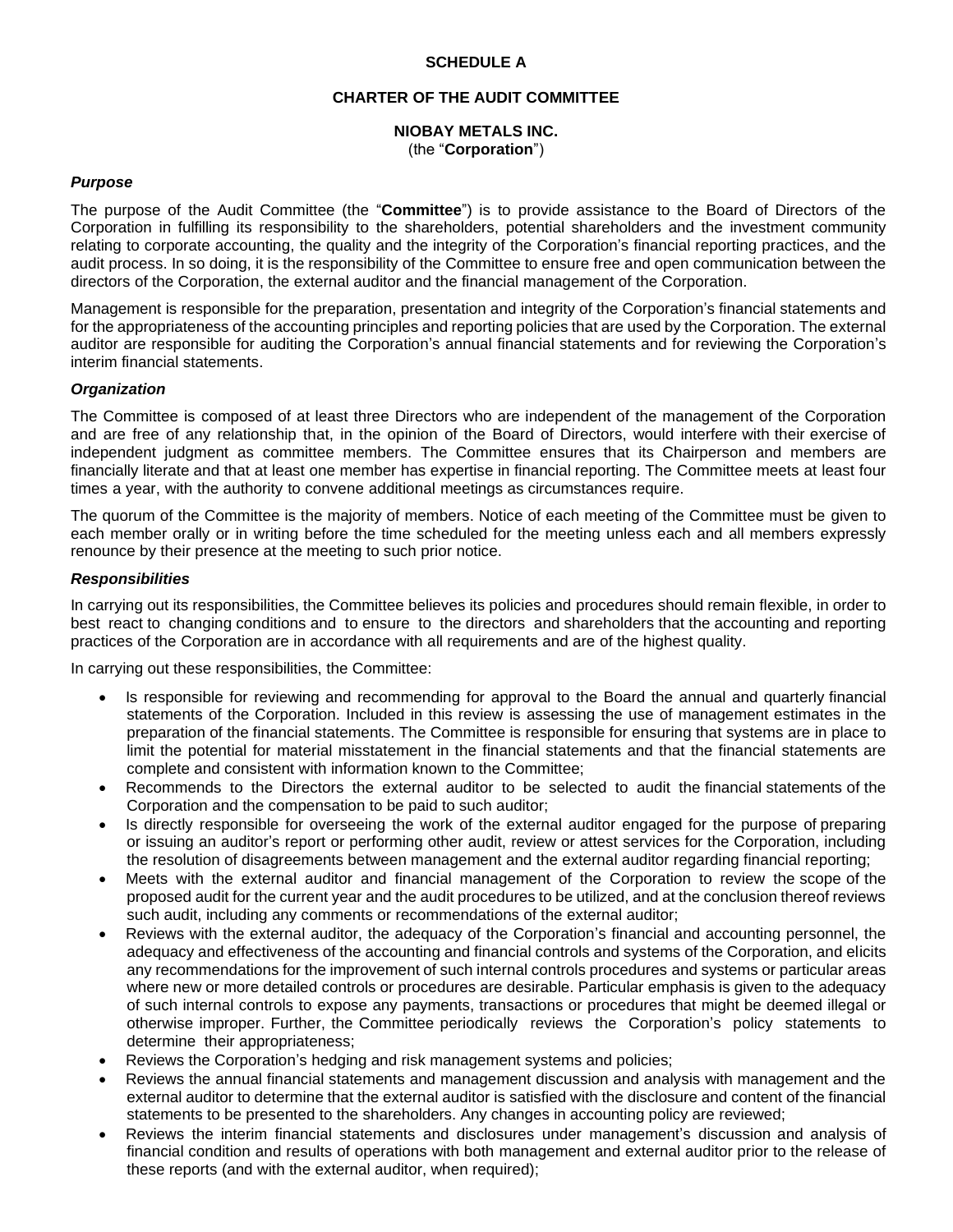**SCHEDULE A**

**CHARTER OF THE AUDIT COMMITTEE**

**NIOBAY METALS INC.**
(the "**Corporation**")

***Purpose***

The purpose of the Audit Committee (the "**Committee**") is to provide assistance to the Board of Directors of the Corporation in fulfilling its responsibility to the shareholders, potential shareholders and the investment community relating to corporate accounting, the quality and the integrity of the Corporation's financial reporting practices, and the audit process. In so doing, it is the responsibility of the Committee to ensure free and open communication between the directors of the Corporation, the external auditor and the financial management of the Corporation.

Management is responsible for the preparation, presentation and integrity of the Corporation's financial statements and for the appropriateness of the accounting principles and reporting policies that are used by the Corporation. The external auditor are responsible for auditing the Corporation's annual financial statements and for reviewing the Corporation's interim financial statements.

***Organization***

The Committee is composed of at least three Directors who are independent of the management of the Corporation and are free of any relationship that, in the opinion of the Board of Directors, would interfere with their exercise of independent judgment as committee members. The Committee ensures that its Chairperson and members are financially literate and that at least one member has expertise in financial reporting. The Committee meets at least four times a year, with the authority to convene additional meetings as circumstances require.

The quorum of the Committee is the majority of members. Notice of each meeting of the Committee must be given to each member orally or in writing before the time scheduled for the meeting unless each and all members expressly renounce by their presence at the meeting to such prior notice.

***Responsibilities***

In carrying out its responsibilities, the Committee believes its policies and procedures should remain flexible, in order to best react to changing conditions and to ensure to the directors and shareholders that the accounting and reporting practices of the Corporation are in accordance with all requirements and are of the highest quality.

In carrying out these responsibilities, the Committee:

- Is responsible for reviewing and recommending for approval to the Board the annual and quarterly financial statements of the Corporation. Included in this review is assessing the use of management estimates in the preparation of the financial statements. The Committee is responsible for ensuring that systems are in place to limit the potential for material misstatement in the financial statements and that the financial statements are complete and consistent with information known to the Committee;
- Recommends to the Directors the external auditor to be selected to audit the financial statements of the Corporation and the compensation to be paid to such auditor;
- Is directly responsible for overseeing the work of the external auditor engaged for the purpose of preparing or issuing an auditor's report or performing other audit, review or attest services for the Corporation, including the resolution of disagreements between management and the external auditor regarding financial reporting;
- Meets with the external auditor and financial management of the Corporation to review the scope of the proposed audit for the current year and the audit procedures to be utilized, and at the conclusion thereof reviews such audit, including any comments or recommendations of the external auditor;
- Reviews with the external auditor, the adequacy of the Corporation's financial and accounting personnel, the adequacy and effectiveness of the accounting and financial controls and systems of the Corporation, and elicits any recommendations for the improvement of such internal controls procedures and systems or particular areas where new or more detailed controls or procedures are desirable. Particular emphasis is given to the adequacy of such internal controls to expose any payments, transactions or procedures that might be deemed illegal or otherwise improper. Further, the Committee periodically reviews the Corporation's policy statements to determine their appropriateness;
- Reviews the Corporation's hedging and risk management systems and policies;
- Reviews the annual financial statements and management discussion and analysis with management and the external auditor to determine that the external auditor is satisfied with the disclosure and content of the financial statements to be presented to the shareholders. Any changes in accounting policy are reviewed;
- Reviews the interim financial statements and disclosures under management's discussion and analysis of financial condition and results of operations with both management and external auditor prior to the release of these reports (and with the external auditor, when required);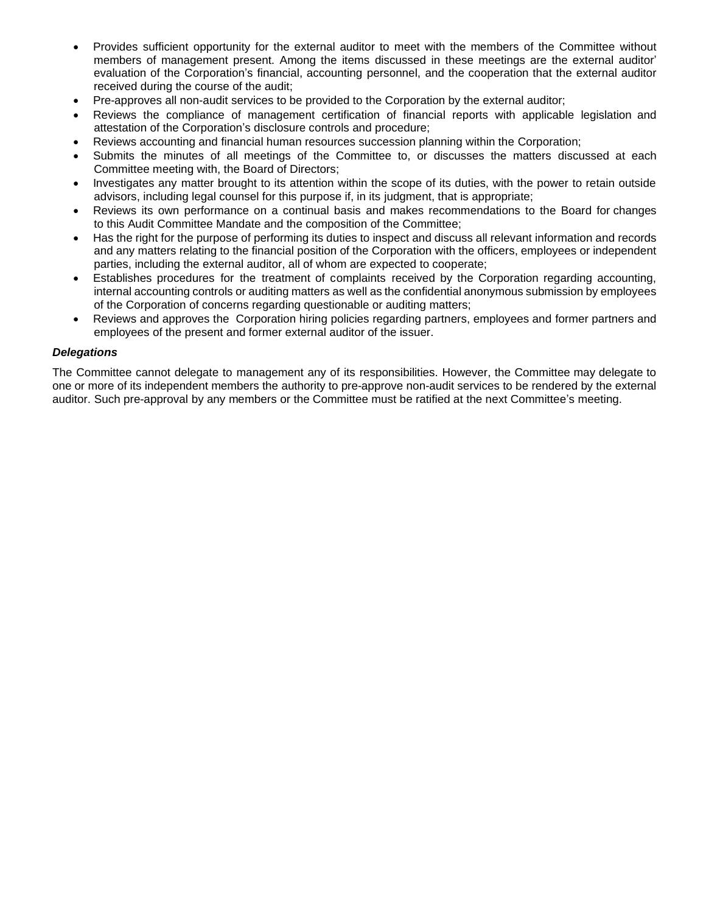- Provides sufficient opportunity for the external auditor to meet with the members of the Committee without members of management present. Among the items discussed in these meetings are the external auditor' evaluation of the Corporation's financial, accounting personnel, and the cooperation that the external auditor received during the course of the audit;
- Pre-approves all non-audit services to be provided to the Corporation by the external auditor;
- Reviews the compliance of management certification of financial reports with applicable legislation and attestation of the Corporation's disclosure controls and procedure;
- Reviews accounting and financial human resources succession planning within the Corporation;
- Submits the minutes of all meetings of the Committee to, or discusses the matters discussed at each Committee meeting with, the Board of Directors;
- Investigates any matter brought to its attention within the scope of its duties, with the power to retain outside advisors, including legal counsel for this purpose if, in its judgment, that is appropriate;
- Reviews its own performance on a continual basis and makes recommendations to the Board for changes to this Audit Committee Mandate and the composition of the Committee;
- Has the right for the purpose of performing its duties to inspect and discuss all relevant information and records and any matters relating to the financial position of the Corporation with the officers, employees or independent parties, including the external auditor, all of whom are expected to cooperate;
- Establishes procedures for the treatment of complaints received by the Corporation regarding accounting, internal accounting controls or auditing matters as well as the confidential anonymous submission by employees of the Corporation of concerns regarding questionable or auditing matters;
- Reviews and approves the Corporation hiring policies regarding partners, employees and former partners and employees of the present and former external auditor of the issuer.

***Delegations***

The Committee cannot delegate to management any of its responsibilities. However, the Committee may delegate to one or more of its independent members the authority to pre-approve non-audit services to be rendered by the external auditor. Such pre-approval by any members or the Committee must be ratified at the next Committee's meeting.